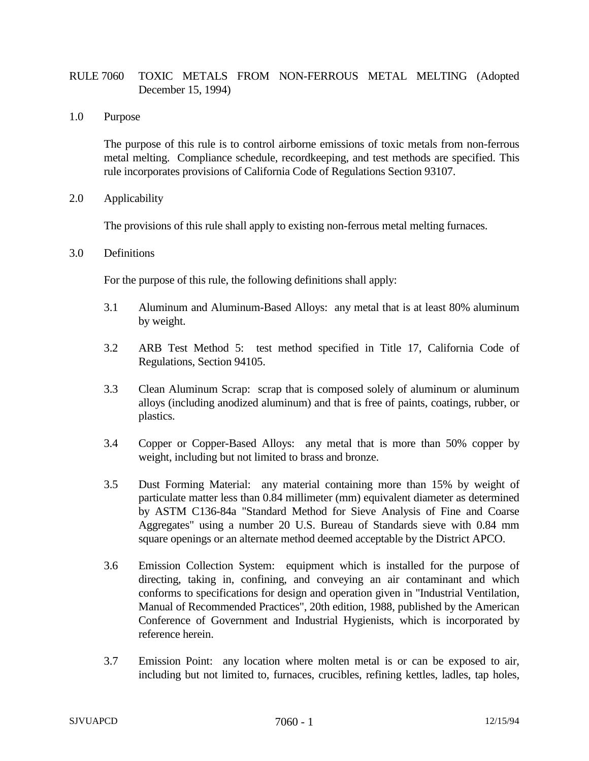# RULE 7060 TOXIC METALS FROM NON-FERROUS METAL MELTING (Adopted December 15, 1994)

## 1.0 Purpose

The purpose of this rule is to control airborne emissions of toxic metals from non-ferrous metal melting. Compliance schedule, recordkeeping, and test methods are specified. This rule incorporates provisions of California Code of Regulations Section 93107.

## 2.0 Applicability

The provisions of this rule shall apply to existing non-ferrous metal melting furnaces.

## 3.0 Definitions

For the purpose of this rule, the following definitions shall apply:

3.1 Aluminum and Aluminum-Based Alloys: any metal that is at least 80% aluminum by weight.

3.2 ARB Test Method 5: test method specified in Title 17, California Code of Regulations, Section 94105.

3.3 Clean Aluminum Scrap: scrap that is composed solely of aluminum or aluminum alloys (including anodized aluminum) and that is free of paints, coatings, rubber, or plastics.

3.4 Copper or Copper-Based Alloys: any metal that is more than 50% copper by weight, including but not limited to brass and bronze.

3.5 Dust Forming Material: any material containing more than 15% by weight of particulate matter less than 0.84 millimeter (mm) equivalent diameter as determined by ASTM C136-84a "Standard Method for Sieve Analysis of Fine and Coarse Aggregates" using a number 20 U.S. Bureau of Standards sieve with 0.84 mm square openings or an alternate method deemed acceptable by the District APCO.

3.6 Emission Collection System: equipment which is installed for the purpose of directing, taking in, confining, and conveying an air contaminant and which conforms to specifications for design and operation given in "Industrial Ventilation, Manual of Recommended Practices", 20th edition, 1988, published by the American Conference of Government and Industrial Hygienists, which is incorporated by reference herein.

3.7 Emission Point: any location where molten metal is or can be exposed to air, including but not limited to, furnaces, crucibles, refining kettles, ladles, tap holes,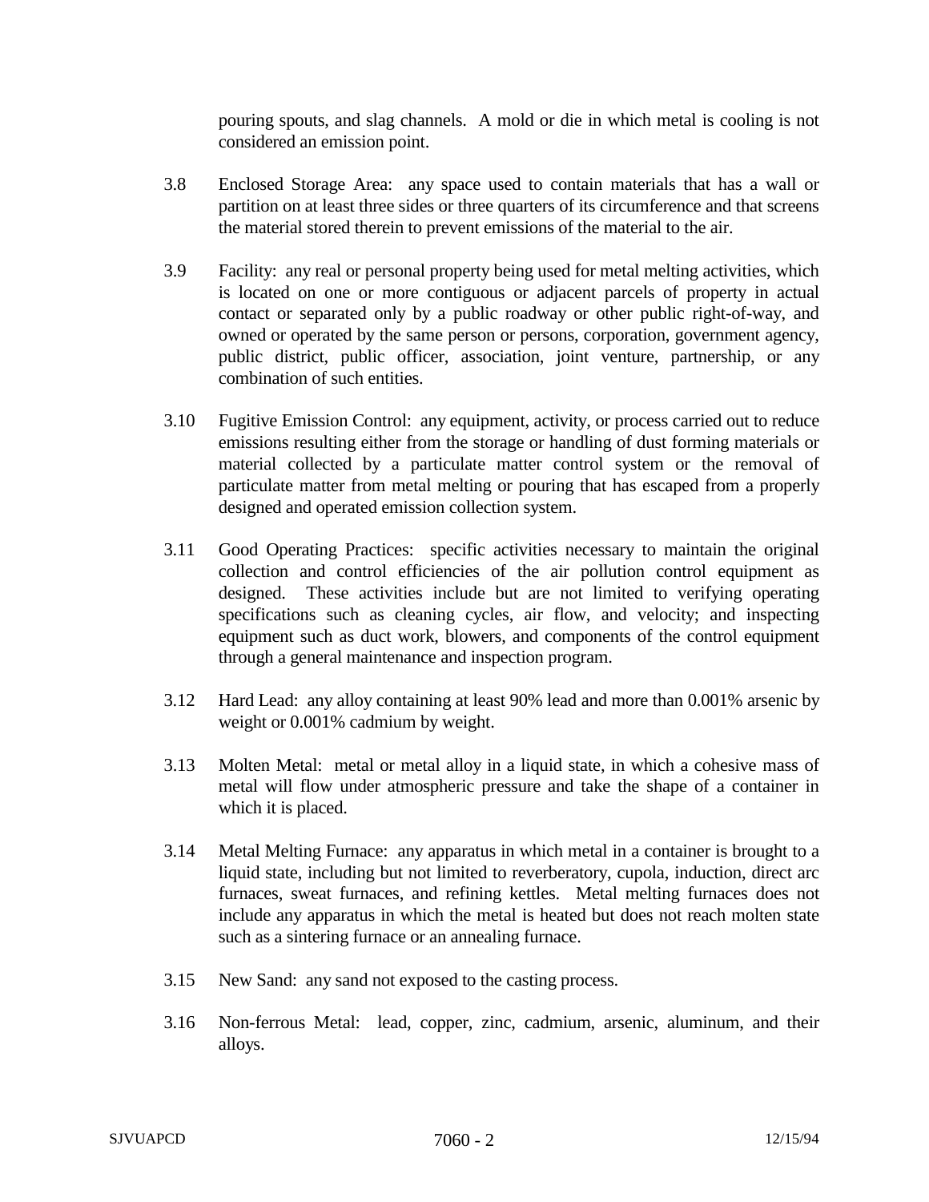pouring spouts, and slag channels. A mold or die in which metal is cooling is not considered an emission point.

3.8 Enclosed Storage Area: any space used to contain materials that has a wall or partition on at least three sides or three quarters of its circumference and that screens the material stored therein to prevent emissions of the material to the air.

3.9 Facility: any real or personal property being used for metal melting activities, which is located on one or more contiguous or adjacent parcels of property in actual contact or separated only by a public roadway or other public right-of-way, and owned or operated by the same person or persons, corporation, government agency, public district, public officer, association, joint venture, partnership, or any combination of such entities.

3.10 Fugitive Emission Control: any equipment, activity, or process carried out to reduce emissions resulting either from the storage or handling of dust forming materials or material collected by a particulate matter control system or the removal of particulate matter from metal melting or pouring that has escaped from a properly designed and operated emission collection system.

3.11 Good Operating Practices: specific activities necessary to maintain the original collection and control efficiencies of the air pollution control equipment as designed. These activities include but are not limited to verifying operating specifications such as cleaning cycles, air flow, and velocity; and inspecting equipment such as duct work, blowers, and components of the control equipment through a general maintenance and inspection program.

3.12 Hard Lead: any alloy containing at least 90% lead and more than 0.001% arsenic by weight or 0.001% cadmium by weight.

3.13 Molten Metal: metal or metal alloy in a liquid state, in which a cohesive mass of metal will flow under atmospheric pressure and take the shape of a container in which it is placed.

3.14 Metal Melting Furnace: any apparatus in which metal in a container is brought to a liquid state, including but not limited to reverberatory, cupola, induction, direct arc furnaces, sweat furnaces, and refining kettles. Metal melting furnaces does not include any apparatus in which the metal is heated but does not reach molten state such as a sintering furnace or an annealing furnace.

3.15 New Sand: any sand not exposed to the casting process.

3.16 Non-ferrous Metal: lead, copper, zinc, cadmium, arsenic, aluminum, and their alloys.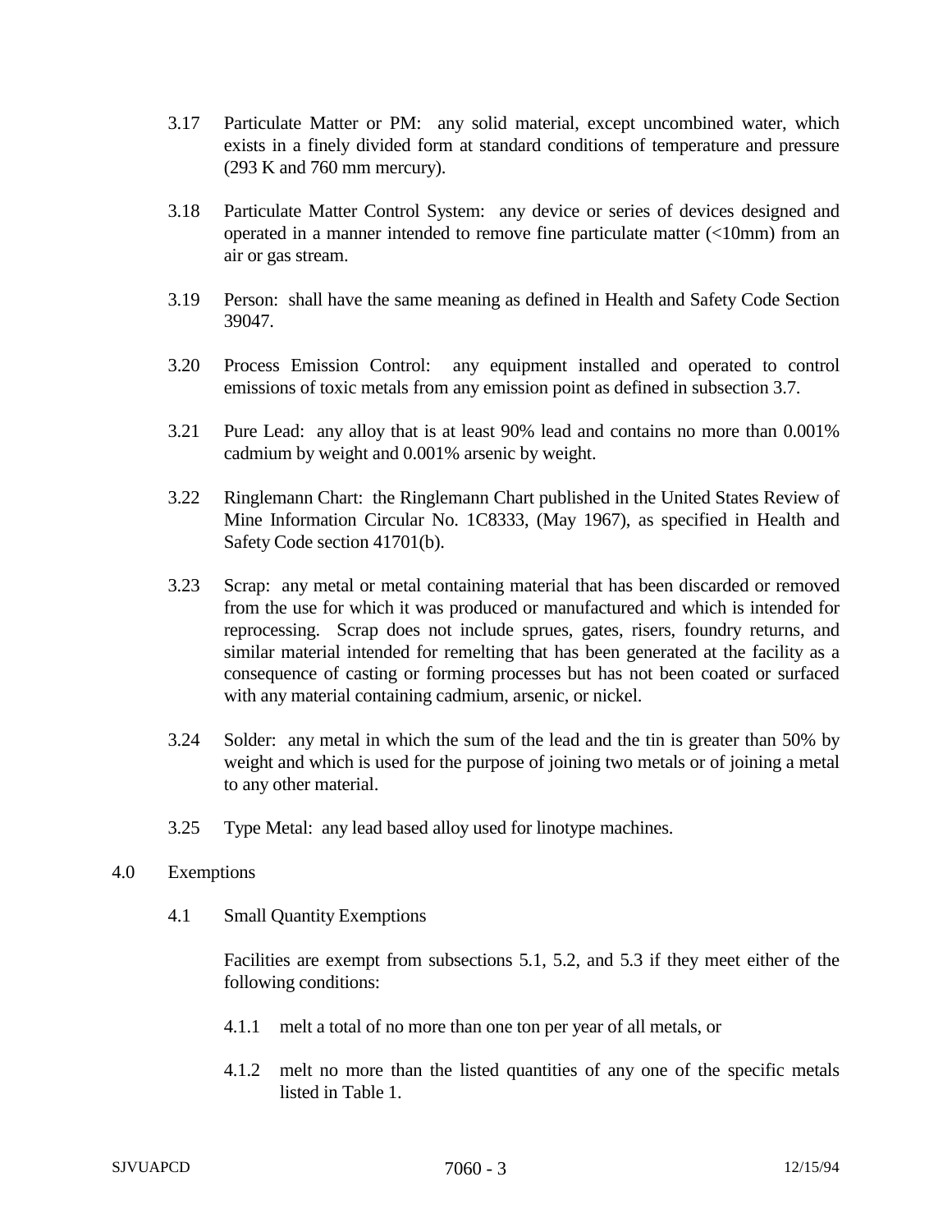3.17 Particulate Matter or PM: any solid material, except uncombined water, which exists in a finely divided form at standard conditions of temperature and pressure (293 K and 760 mm mercury).

3.18 Particulate Matter Control System: any device or series of devices designed and operated in a manner intended to remove fine particulate matter (<10mm) from an air or gas stream.

3.19 Person: shall have the same meaning as defined in Health and Safety Code Section 39047.

3.20 Process Emission Control: any equipment installed and operated to control emissions of toxic metals from any emission point as defined in subsection 3.7.

3.21 Pure Lead: any alloy that is at least 90% lead and contains no more than 0.001% cadmium by weight and 0.001% arsenic by weight.

3.22 Ringlemann Chart: the Ringlemann Chart published in the United States Review of Mine Information Circular No. 1C8333, (May 1967), as specified in Health and Safety Code section 41701(b).

3.23 Scrap: any metal or metal containing material that has been discarded or removed from the use for which it was produced or manufactured and which is intended for reprocessing. Scrap does not include sprues, gates, risers, foundry returns, and similar material intended for remelting that has been generated at the facility as a consequence of casting or forming processes but has not been coated or surfaced with any material containing cadmium, arsenic, or nickel.

3.24 Solder: any metal in which the sum of the lead and the tin is greater than 50% by weight and which is used for the purpose of joining two metals or of joining a metal to any other material.

3.25 Type Metal: any lead based alloy used for linotype machines.

## 4.0 Exemptions

### 4.1 Small Quantity Exemptions

Facilities are exempt from subsections 5.1, 5.2, and 5.3 if they meet either of the following conditions:

4.1.1 melt a total of no more than one ton per year of all metals, or

4.1.2 melt no more than the listed quantities of any one of the specific metals listed in Table 1.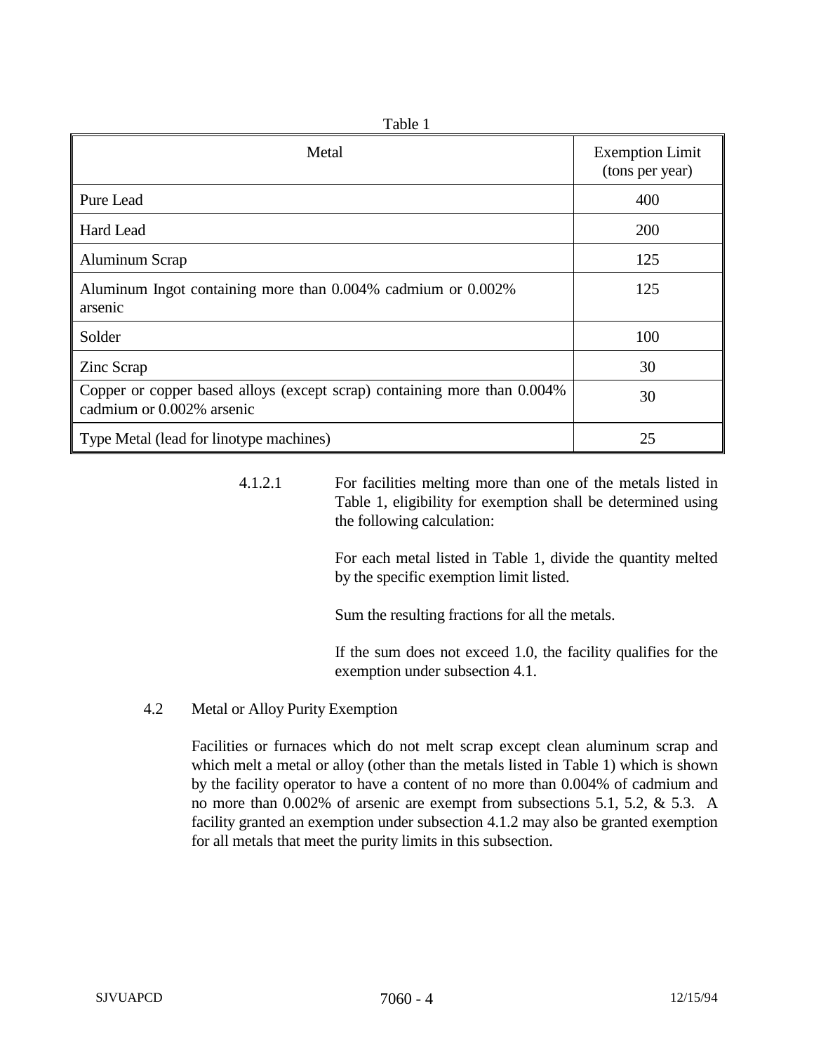Table 1

| Metal | Exemption Limit (tons per year) |
| --- | --- |
| Pure Lead | 400 |
| Hard Lead | 200 |
| Aluminum Scrap | 125 |
| Aluminum Ingot containing more than 0.004% cadmium or 0.002% arsenic | 125 |
| Solder | 100 |
| Zinc Scrap | 30 |
| Copper or copper based alloys (except scrap) containing more than 0.004% cadmium or 0.002% arsenic | 30 |
| Type Metal (lead for linotype machines) | 25 |

4.1.2.1 For facilities melting more than one of the metals listed in Table 1, eligibility for exemption shall be determined using the following calculation:

For each metal listed in Table 1, divide the quantity melted by the specific exemption limit listed.

Sum the resulting fractions for all the metals.

If the sum does not exceed 1.0, the facility qualifies for the exemption under subsection 4.1.

4.2 Metal or Alloy Purity Exemption

Facilities or furnaces which do not melt scrap except clean aluminum scrap and which melt a metal or alloy (other than the metals listed in Table 1) which is shown by the facility operator to have a content of no more than 0.004% of cadmium and no more than 0.002% of arsenic are exempt from subsections 5.1, 5.2, & 5.3. A facility granted an exemption under subsection 4.1.2 may also be granted exemption for all metals that meet the purity limits in this subsection.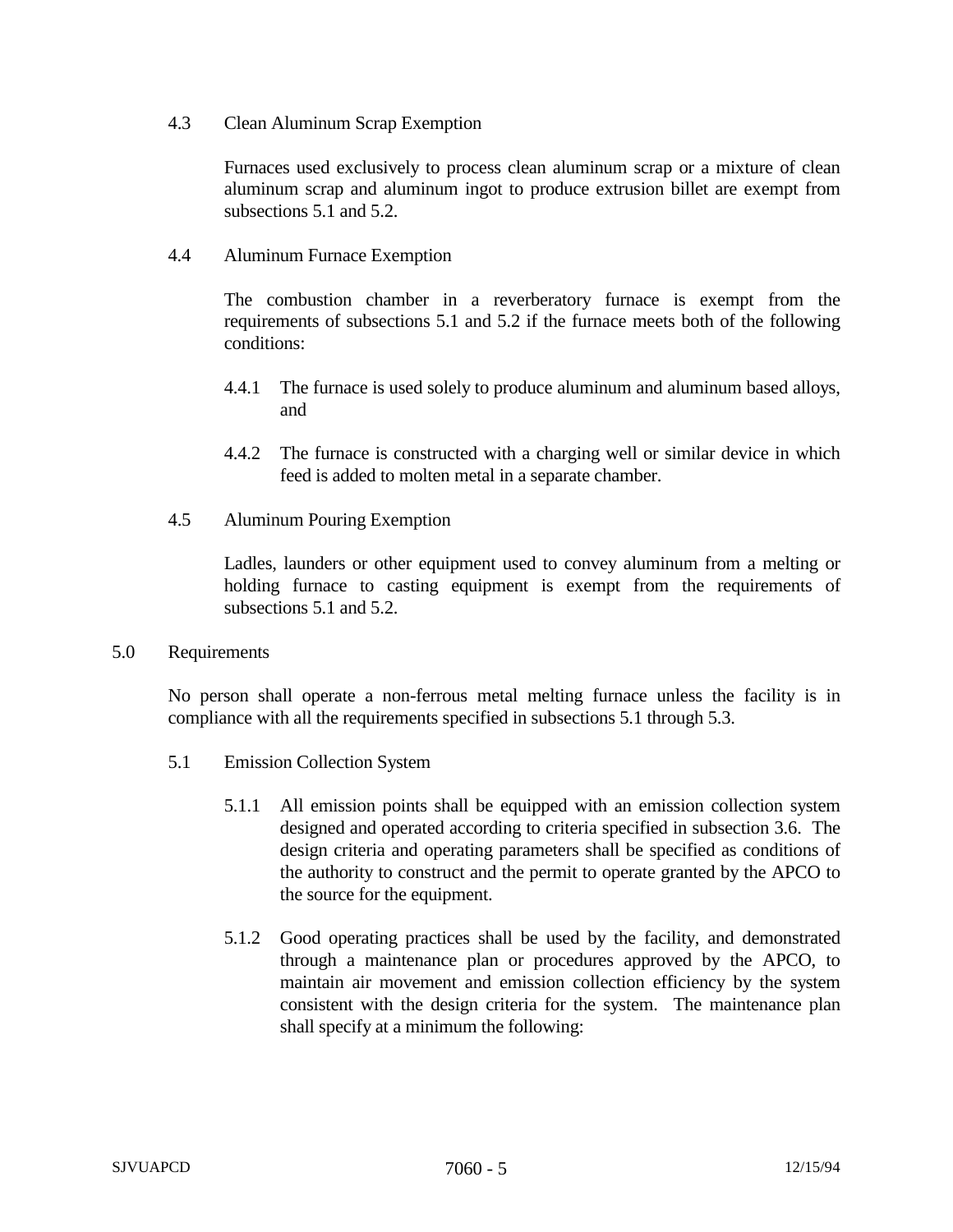### 4.3 Clean Aluminum Scrap Exemption

Furnaces used exclusively to process clean aluminum scrap or a mixture of clean aluminum scrap and aluminum ingot to produce extrusion billet are exempt from subsections 5.1 and 5.2.

### 4.4 Aluminum Furnace Exemption

The combustion chamber in a reverberatory furnace is exempt from the requirements of subsections 5.1 and 5.2 if the furnace meets both of the following conditions:

4.4.1 The furnace is used solely to produce aluminum and aluminum based alloys, and

4.4.2 The furnace is constructed with a charging well or similar device in which feed is added to molten metal in a separate chamber.

### 4.5 Aluminum Pouring Exemption

Ladles, launders or other equipment used to convey aluminum from a melting or holding furnace to casting equipment is exempt from the requirements of subsections 5.1 and 5.2.

## 5.0 Requirements

No person shall operate a non-ferrous metal melting furnace unless the facility is in compliance with all the requirements specified in subsections 5.1 through 5.3.

### 5.1 Emission Collection System

5.1.1 All emission points shall be equipped with an emission collection system designed and operated according to criteria specified in subsection 3.6. The design criteria and operating parameters shall be specified as conditions of the authority to construct and the permit to operate granted by the APCO to the source for the equipment.

5.1.2 Good operating practices shall be used by the facility, and demonstrated through a maintenance plan or procedures approved by the APCO, to maintain air movement and emission collection efficiency by the system consistent with the design criteria for the system. The maintenance plan shall specify at a minimum the following: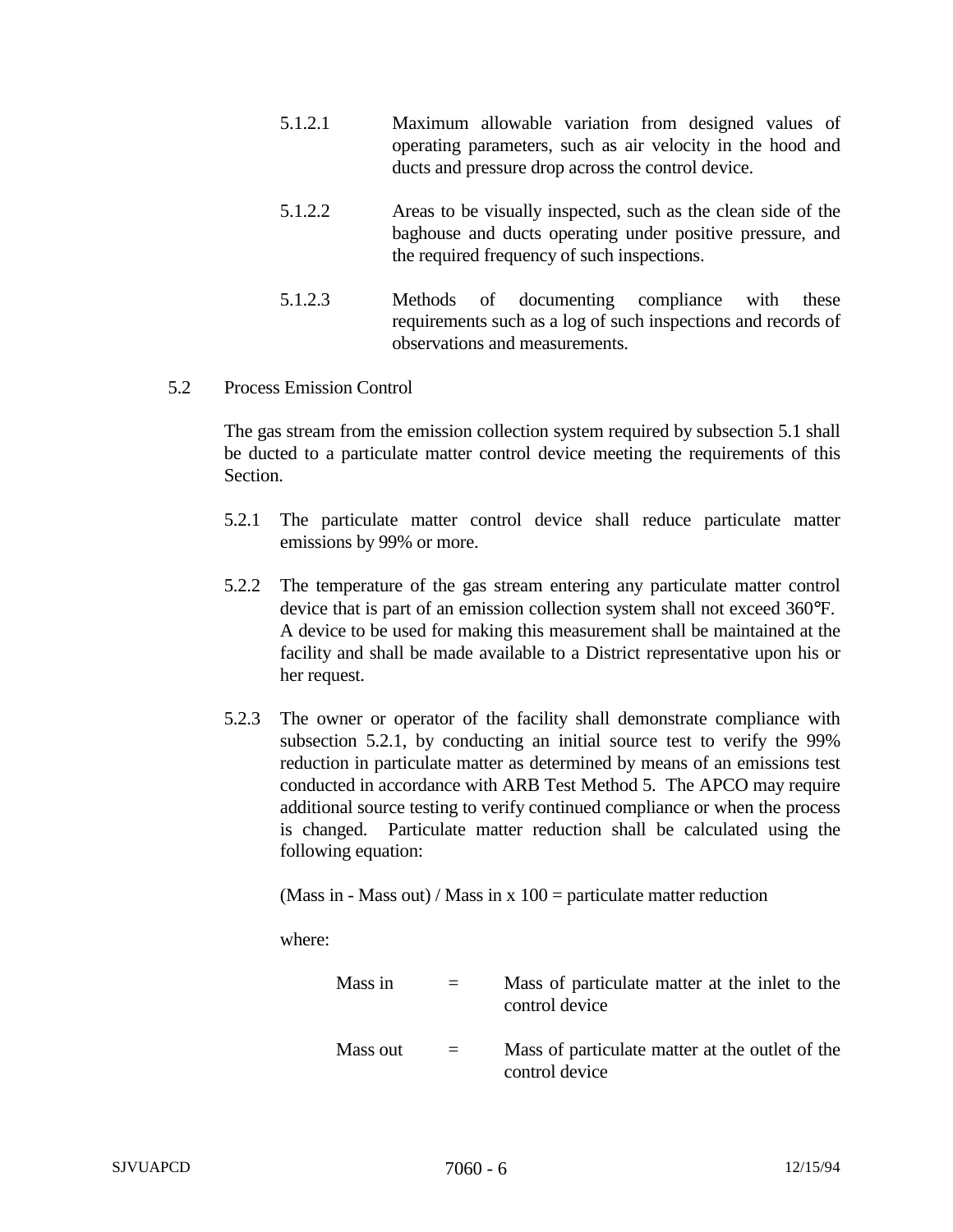5.1.2.1 Maximum allowable variation from designed values of operating parameters, such as air velocity in the hood and ducts and pressure drop across the control device.

5.1.2.2 Areas to be visually inspected, such as the clean side of the baghouse and ducts operating under positive pressure, and the required frequency of such inspections.

5.1.2.3 Methods of documenting compliance with these requirements such as a log of such inspections and records of observations and measurements.

5.2 Process Emission Control

The gas stream from the emission collection system required by subsection 5.1 shall be ducted to a particulate matter control device meeting the requirements of this Section.

5.2.1 The particulate matter control device shall reduce particulate matter emissions by 99% or more.

5.2.2 The temperature of the gas stream entering any particulate matter control device that is part of an emission collection system shall not exceed 360°F. A device to be used for making this measurement shall be maintained at the facility and shall be made available to a District representative upon his or her request.

5.2.3 The owner or operator of the facility shall demonstrate compliance with subsection 5.2.1, by conducting an initial source test to verify the 99% reduction in particulate matter as determined by means of an emissions test conducted in accordance with ARB Test Method 5. The APCO may require additional source testing to verify continued compliance or when the process is changed. Particulate matter reduction shall be calculated using the following equation:

(Mass in - Mass out) / Mass in x 100 = particulate matter reduction

where:

Mass in = Mass of particulate matter at the inlet to the control device

Mass out = Mass of particulate matter at the outlet of the control device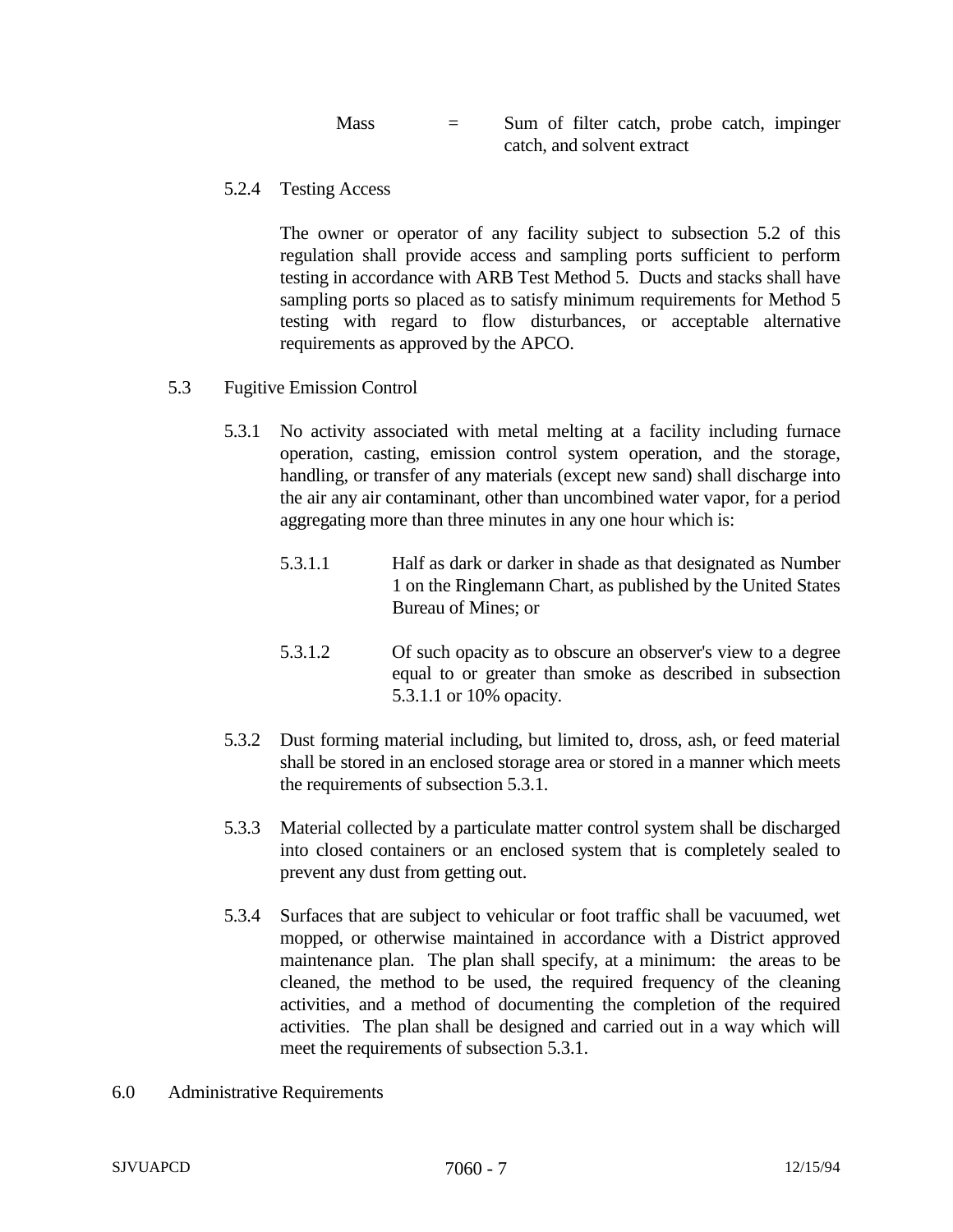| | | |
|---|---|---|
| Mass | = | Sum of filter catch, probe catch, impinger catch, and solvent extract |

5.2.4 Testing Access

The owner or operator of any facility subject to subsection 5.2 of this regulation shall provide access and sampling ports sufficient to perform testing in accordance with ARB Test Method 5. Ducts and stacks shall have sampling ports so placed as to satisfy minimum requirements for Method 5 testing with regard to flow disturbances, or acceptable alternative requirements as approved by the APCO.

5.3 Fugitive Emission Control

5.3.1 No activity associated with metal melting at a facility including furnace operation, casting, emission control system operation, and the storage, handling, or transfer of any materials (except new sand) shall discharge into the air any air contaminant, other than uncombined water vapor, for a period aggregating more than three minutes in any one hour which is:

5.3.1.1 Half as dark or darker in shade as that designated as Number 1 on the Ringlemann Chart, as published by the United States Bureau of Mines; or

5.3.1.2 Of such opacity as to obscure an observer's view to a degree equal to or greater than smoke as described in subsection 5.3.1.1 or 10% opacity.

5.3.2 Dust forming material including, but limited to, dross, ash, or feed material shall be stored in an enclosed storage area or stored in a manner which meets the requirements of subsection 5.3.1.

5.3.3 Material collected by a particulate matter control system shall be discharged into closed containers or an enclosed system that is completely sealed to prevent any dust from getting out.

5.3.4 Surfaces that are subject to vehicular or foot traffic shall be vacuumed, wet mopped, or otherwise maintained in accordance with a District approved maintenance plan. The plan shall specify, at a minimum: the areas to be cleaned, the method to be used, the required frequency of the cleaning activities, and a method of documenting the completion of the required activities. The plan shall be designed and carried out in a way which will meet the requirements of subsection 5.3.1.

6.0 Administrative Requirements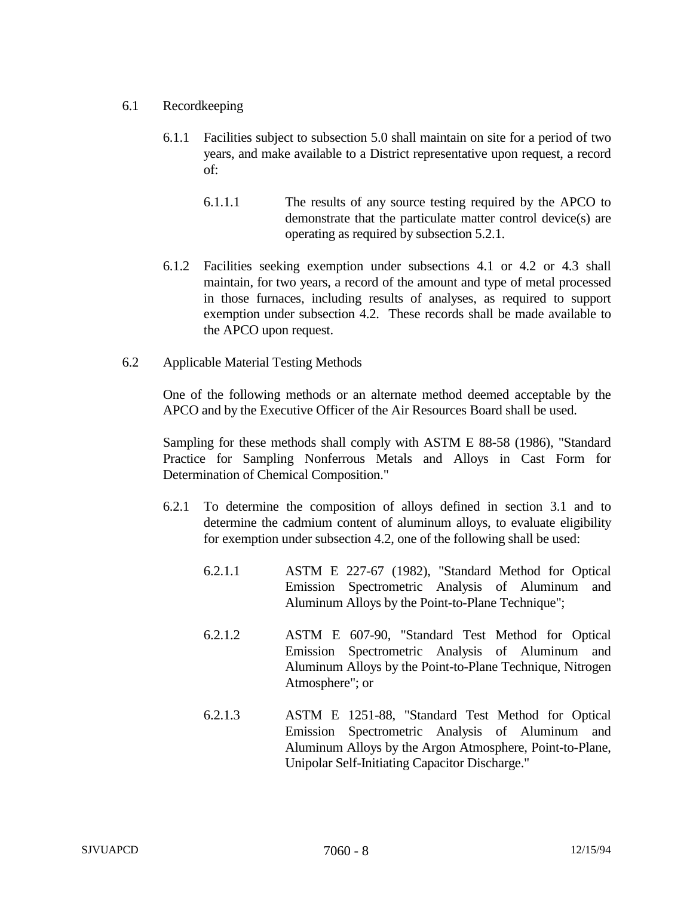## 6.1 Recordkeeping

6.1.1 Facilities subject to subsection 5.0 shall maintain on site for a period of two years, and make available to a District representative upon request, a record of:

6.1.1.1 The results of any source testing required by the APCO to demonstrate that the particulate matter control device(s) are operating as required by subsection 5.2.1.

6.1.2 Facilities seeking exemption under subsections 4.1 or 4.2 or 4.3 shall maintain, for two years, a record of the amount and type of metal processed in those furnaces, including results of analyses, as required to support exemption under subsection 4.2. These records shall be made available to the APCO upon request.

## 6.2 Applicable Material Testing Methods

One of the following methods or an alternate method deemed acceptable by the APCO and by the Executive Officer of the Air Resources Board shall be used.

Sampling for these methods shall comply with ASTM E 88-58 (1986), "Standard Practice for Sampling Nonferrous Metals and Alloys in Cast Form for Determination of Chemical Composition."

6.2.1 To determine the composition of alloys defined in section 3.1 and to determine the cadmium content of aluminum alloys, to evaluate eligibility for exemption under subsection 4.2, one of the following shall be used:

6.2.1.1 ASTM E 227-67 (1982), "Standard Method for Optical Emission Spectrometric Analysis of Aluminum and Aluminum Alloys by the Point-to-Plane Technique";

6.2.1.2 ASTM E 607-90, "Standard Test Method for Optical Emission Spectrometric Analysis of Aluminum and Aluminum Alloys by the Point-to-Plane Technique, Nitrogen Atmosphere"; or

6.2.1.3 ASTM E 1251-88, "Standard Test Method for Optical Emission Spectrometric Analysis of Aluminum and Aluminum Alloys by the Argon Atmosphere, Point-to-Plane, Unipolar Self-Initiating Capacitor Discharge."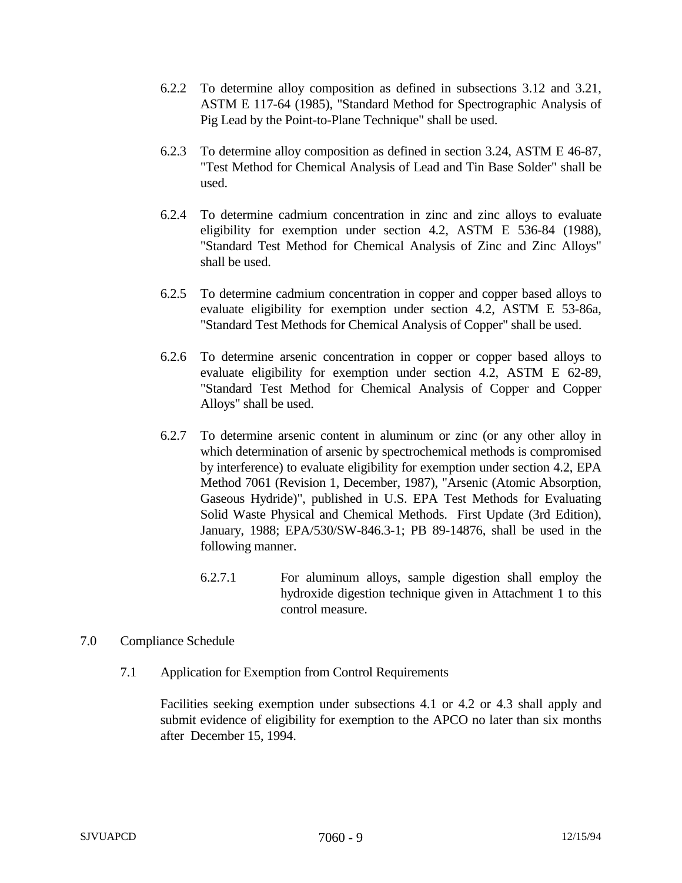6.2.2 To determine alloy composition as defined in subsections 3.12 and 3.21, ASTM E 117-64 (1985), "Standard Method for Spectrographic Analysis of Pig Lead by the Point-to-Plane Technique" shall be used.

6.2.3 To determine alloy composition as defined in section 3.24, ASTM E 46-87, "Test Method for Chemical Analysis of Lead and Tin Base Solder" shall be used.

6.2.4 To determine cadmium concentration in zinc and zinc alloys to evaluate eligibility for exemption under section 4.2, ASTM E 536-84 (1988), "Standard Test Method for Chemical Analysis of Zinc and Zinc Alloys" shall be used.

6.2.5 To determine cadmium concentration in copper and copper based alloys to evaluate eligibility for exemption under section 4.2, ASTM E 53-86a, "Standard Test Methods for Chemical Analysis of Copper" shall be used.

6.2.6 To determine arsenic concentration in copper or copper based alloys to evaluate eligibility for exemption under section 4.2, ASTM E 62-89, "Standard Test Method for Chemical Analysis of Copper and Copper Alloys" shall be used.

6.2.7 To determine arsenic content in aluminum or zinc (or any other alloy in which determination of arsenic by spectrochemical methods is compromised by interference) to evaluate eligibility for exemption under section 4.2, EPA Method 7061 (Revision 1, December, 1987), "Arsenic (Atomic Absorption, Gaseous Hydride)", published in U.S. EPA Test Methods for Evaluating Solid Waste Physical and Chemical Methods. First Update (3rd Edition), January, 1988; EPA/530/SW-846.3-1; PB 89-14876, shall be used in the following manner.

6.2.7.1 For aluminum alloys, sample digestion shall employ the hydroxide digestion technique given in Attachment 1 to this control measure.

## 7.0 Compliance Schedule

### 7.1 Application for Exemption from Control Requirements

Facilities seeking exemption under subsections 4.1 or 4.2 or 4.3 shall apply and submit evidence of eligibility for exemption to the APCO no later than six months after December 15, 1994.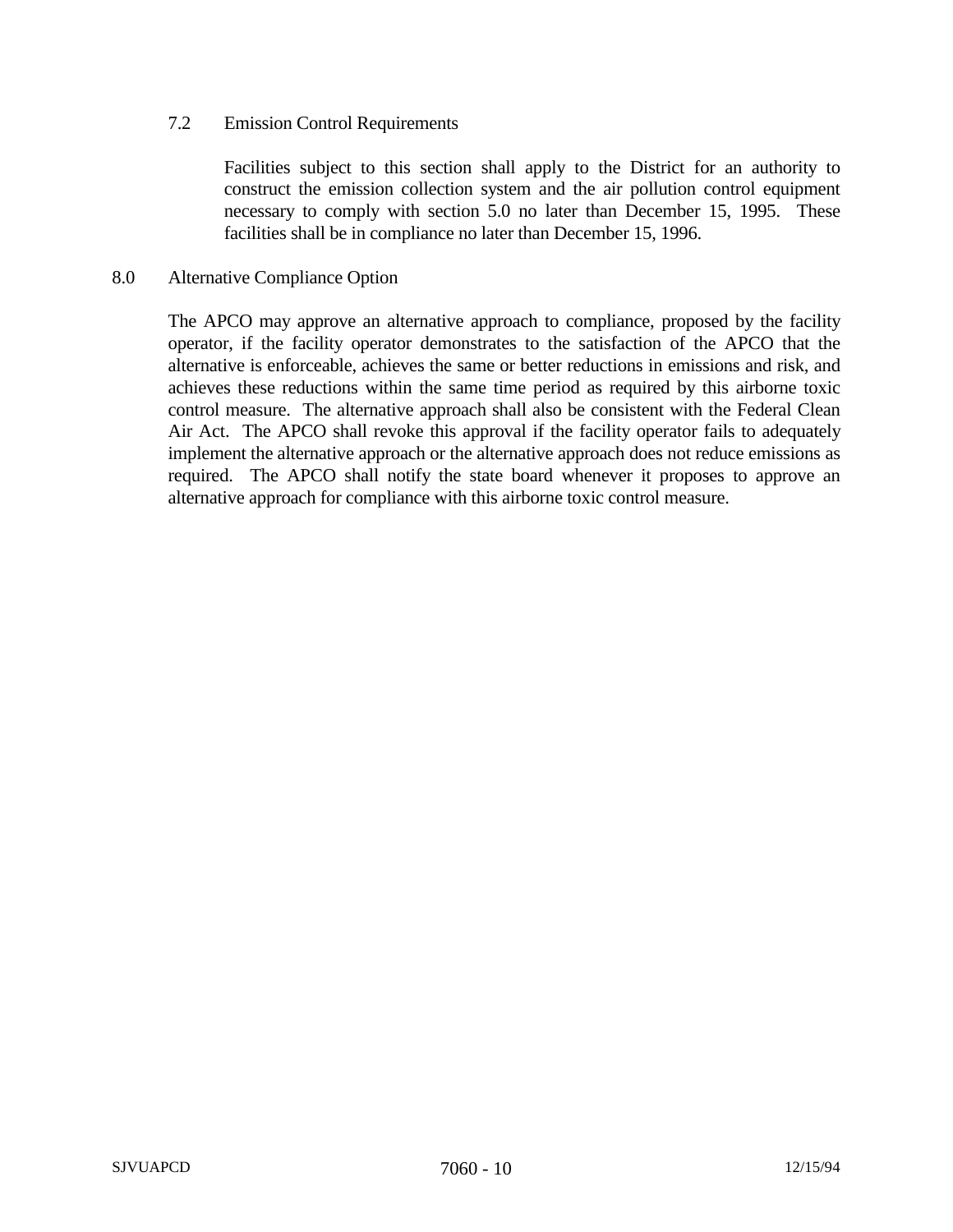### 7.2 Emission Control Requirements

Facilities subject to this section shall apply to the District for an authority to construct the emission collection system and the air pollution control equipment necessary to comply with section 5.0 no later than December 15, 1995. These facilities shall be in compliance no later than December 15, 1996.

## 8.0 Alternative Compliance Option

The APCO may approve an alternative approach to compliance, proposed by the facility operator, if the facility operator demonstrates to the satisfaction of the APCO that the alternative is enforceable, achieves the same or better reductions in emissions and risk, and achieves these reductions within the same time period as required by this airborne toxic control measure. The alternative approach shall also be consistent with the Federal Clean Air Act. The APCO shall revoke this approval if the facility operator fails to adequately implement the alternative approach or the alternative approach does not reduce emissions as required. The APCO shall notify the state board whenever it proposes to approve an alternative approach for compliance with this airborne toxic control measure.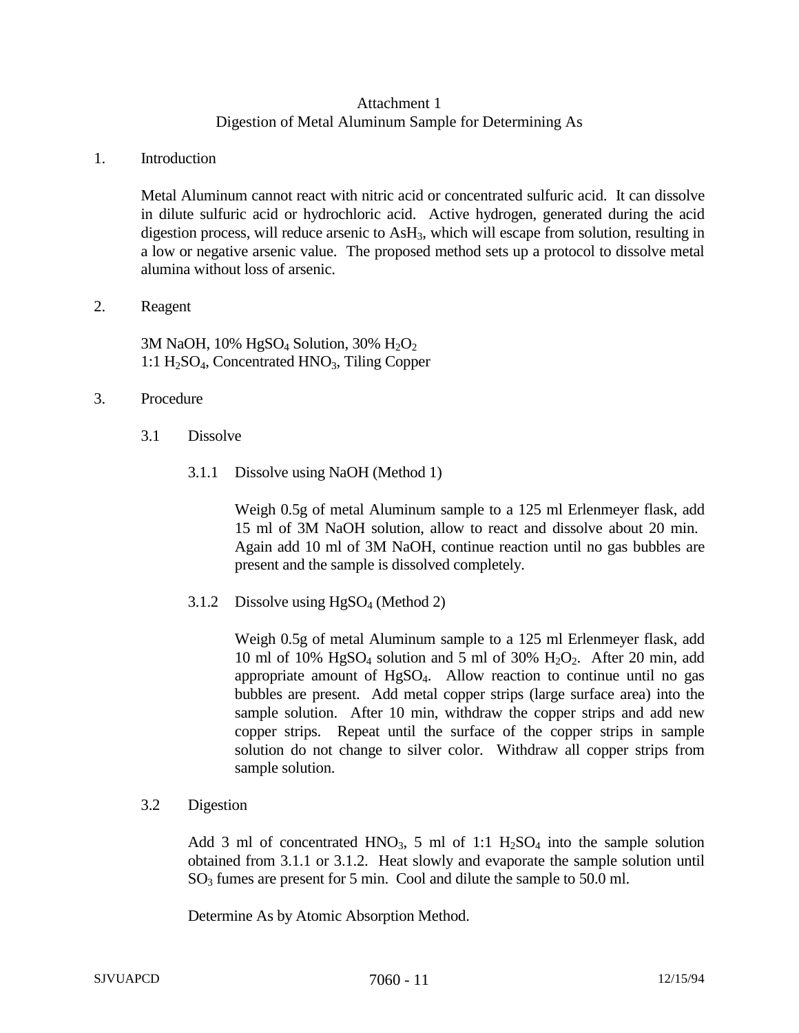# Attachment 1

## Digestion of Metal Aluminum Sample for Determining As

1. Introduction

   Metal Aluminum cannot react with nitric acid or concentrated sulfuric acid. It can dissolve in dilute sulfuric acid or hydrochloric acid. Active hydrogen, generated during the acid digestion process, will reduce arsenic to $AsH_3$, which will escape from solution, resulting in a low or negative arsenic value. The proposed method sets up a protocol to dissolve metal alumina without loss of arsenic.

2. Reagent

   3M NaOH, 10% $HgSO_4$ Solution, 30% $H_2O_2$
   1:1 $H_2SO_4$, Concentrated $HNO_3$, Tiling Copper

3. Procedure

   3.1 Dissolve

   3.1.1 Dissolve using NaOH (Method 1)

   Weigh 0.5g of metal Aluminum sample to a 125 ml Erlenmeyer flask, add 15 ml of 3M NaOH solution, allow to react and dissolve about 20 min. Again add 10 ml of 3M NaOH, continue reaction until no gas bubbles are present and the sample is dissolved completely.

   3.1.2 Dissolve using $HgSO_4$ (Method 2)

   Weigh 0.5g of metal Aluminum sample to a 125 ml Erlenmeyer flask, add 10 ml of 10% $HgSO_4$ solution and 5 ml of 30% $H_2O_2$. After 20 min, add appropriate amount of $HgSO_4$. Allow reaction to continue until no gas bubbles are present. Add metal copper strips (large surface area) into the sample solution. After 10 min, withdraw the copper strips and add new copper strips. Repeat until the surface of the copper strips in sample solution do not change to silver color. Withdraw all copper strips from sample solution.

   3.2 Digestion

   Add 3 ml of concentrated $HNO_3$, 5 ml of 1:1 $H_2SO_4$ into the sample solution obtained from 3.1.1 or 3.1.2. Heat slowly and evaporate the sample solution until $SO_3$ fumes are present for 5 min. Cool and dilute the sample to 50.0 ml.

   Determine As by Atomic Absorption Method.